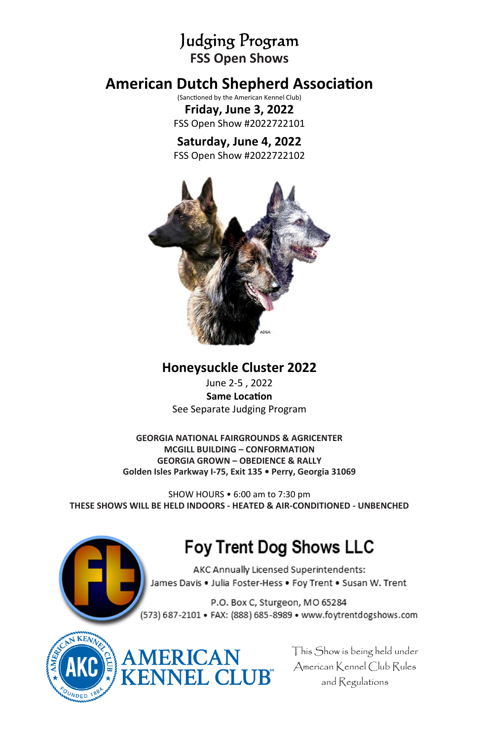# Judging Program

## FSS Open Shows

# American Dutch Shepherd Association

(Sanctioned by the American Kennel Club)

**Friday, June 3, 2022**

FSS Open Show #2022722101

**Saturday, June 4, 2022**

FSS Open Show #2022722102

ADSA

## Honeysuckle Cluster 2022

June 2-5 , 2022

**Same Location**

See Separate Judging Program

**GEORGIA NATIONAL FAIRGROUNDS & AGRICENTER**
**MCGILL BUILDING – CONFORMATION**
**GEORGIA GROWN – OBEDIENCE & RALLY**
**Golden Isles Parkway I-75, Exit 135 • Perry, Georgia 31069**

SHOW HOURS • 6:00 am to 7:30 pm

**THESE SHOWS WILL BE HELD INDOORS - HEATED & AIR-CONDITIONED - UNBENCHED**

## Foy Trent Dog Shows LLC

AKC Annually Licensed Superintendents:
James Davis • Julia Foster-Hess • Foy Trent • Susan W. Trent

P.O. Box C, Sturgeon, MO 65284
(573) 687-2101 • FAX: (888) 685-8989 • www.foytrentdogshows.com

AMERICAN KENNEL CLUB

This Show is being held under American Kennel Club Rules and Regulations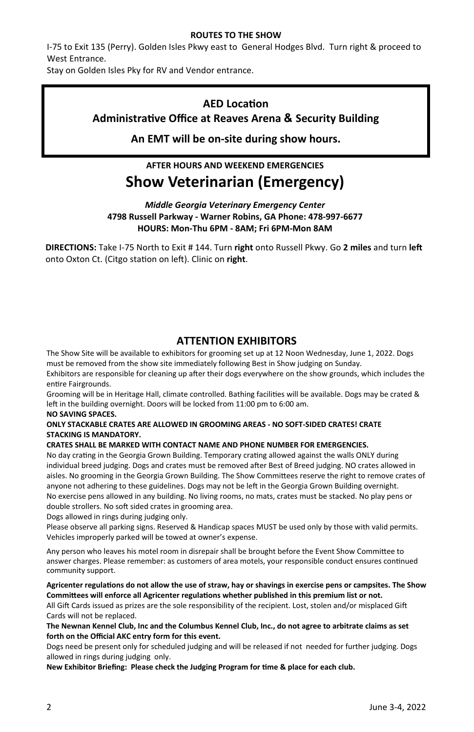**ROUTES TO THE SHOW**

I-75 to Exit 135 (Perry). Golden Isles Pkwy east to General Hodges Blvd. Turn right & proceed to West Entrance.
Stay on Golden Isles Pky for RV and Vendor entrance.

**AED Location**
**Administrative Office at Reaves Arena & Security Building**

**An EMT will be on-site during show hours.**

**AFTER HOURS AND WEEKEND EMERGENCIES**

## Show Veterinarian (Emergency)

***Middle Georgia Veterinary Emergency Center***
**4798 Russell Parkway - Warner Robins, GA Phone: 478-997-6677**
**HOURS: Mon-Thu 6PM - 8AM; Fri 6PM-Mon 8AM**

**DIRECTIONS:** Take I-75 North to Exit # 144. Turn **right** onto Russell Pkwy. Go **2 miles** and turn **left** onto Oxton Ct. (Citgo station on left). Clinic on **right**.

## ATTENTION EXHIBITORS

The Show Site will be available to exhibitors for grooming set up at 12 Noon Wednesday, June 1, 2022. Dogs must be removed from the show site immediately following Best in Show judging on Sunday.
Exhibitors are responsible for cleaning up after their dogs everywhere on the show grounds, which includes the entire Fairgrounds.
Grooming will be in Heritage Hall, climate controlled. Bathing facilities will be available. Dogs may be crated & left in the building overnight. Doors will be locked from 11:00 pm to 6:00 am.
**NO SAVING SPACES.**
**ONLY STACKABLE CRATES ARE ALLOWED IN GROOMING AREAS - NO SOFT-SIDED CRATES! CRATE STACKING IS MANDATORY.**
**CRATES SHALL BE MARKED WITH CONTACT NAME AND PHONE NUMBER FOR EMERGENCIES.**
No day crating in the Georgia Grown Building. Temporary crating allowed against the walls ONLY during individual breed judging. Dogs and crates must be removed after Best of Breed judging. NO crates allowed in aisles. No grooming in the Georgia Grown Building. The Show Committees reserve the right to remove crates of anyone not adhering to these guidelines. Dogs may not be left in the Georgia Grown Building overnight.
No exercise pens allowed in any building. No living rooms, no mats, crates must be stacked. No play pens or double strollers. No soft sided crates in grooming area.
Dogs allowed in rings during judging only.
Please observe all parking signs. Reserved & Handicap spaces MUST be used only by those with valid permits. Vehicles improperly parked will be towed at owner's expense.

Any person who leaves his motel room in disrepair shall be brought before the Event Show Committee to answer charges. Please remember: as customers of area motels, your responsible conduct ensures continued community support.

**Agricenter regulations do not allow the use of straw, hay or shavings in exercise pens or campsites. The Show Committees will enforce all Agricenter regulations whether published in this premium list or not.**
All Gift Cards issued as prizes are the sole responsibility of the recipient. Lost, stolen and/or misplaced Gift Cards will not be replaced.
**The Newnan Kennel Club, Inc and the Columbus Kennel Club, Inc., do not agree to arbitrate claims as set forth on the Official AKC entry form for this event.**
Dogs need be present only for scheduled judging and will be released if not needed for further judging. Dogs allowed in rings during judging only.
**New Exhibitor Briefing: Please check the Judging Program for time & place for each club.**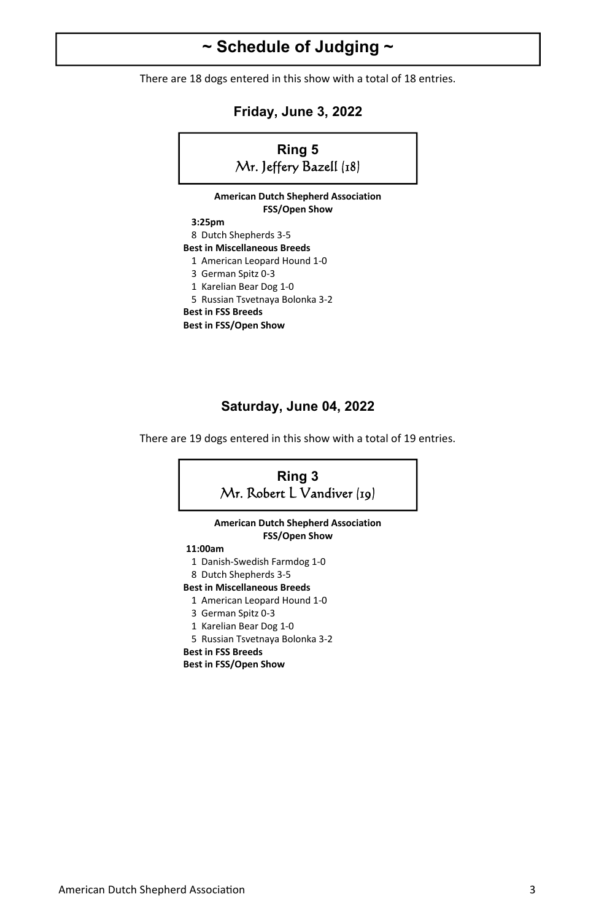# ~ Schedule of Judging ~

There are 18 dogs entered in this show with a total of 18 entries.

## Friday, June 3, 2022

### Ring 5
Mr. Jeffery Bazell (18)

**American Dutch Shepherd Association**
**FSS/Open Show**

**3:25pm**

8 Dutch Shepherds 3-5

**Best in Miscellaneous Breeds**

1 American Leopard Hound 1-0
3 German Spitz 0-3
1 Karelian Bear Dog 1-0
5 Russian Tsvetnaya Bolonka 3-2

**Best in FSS Breeds**
**Best in FSS/Open Show**

## Saturday, June 04, 2022

There are 19 dogs entered in this show with a total of 19 entries.

### Ring 3
Mr. Robert L Vandiver (19)

**American Dutch Shepherd Association**
**FSS/Open Show**

**11:00am**

1 Danish-Swedish Farmdog 1-0
8 Dutch Shepherds 3-5

**Best in Miscellaneous Breeds**

1 American Leopard Hound 1-0
3 German Spitz 0-3
1 Karelian Bear Dog 1-0
5 Russian Tsvetnaya Bolonka 3-2

**Best in FSS Breeds**
**Best in FSS/Open Show**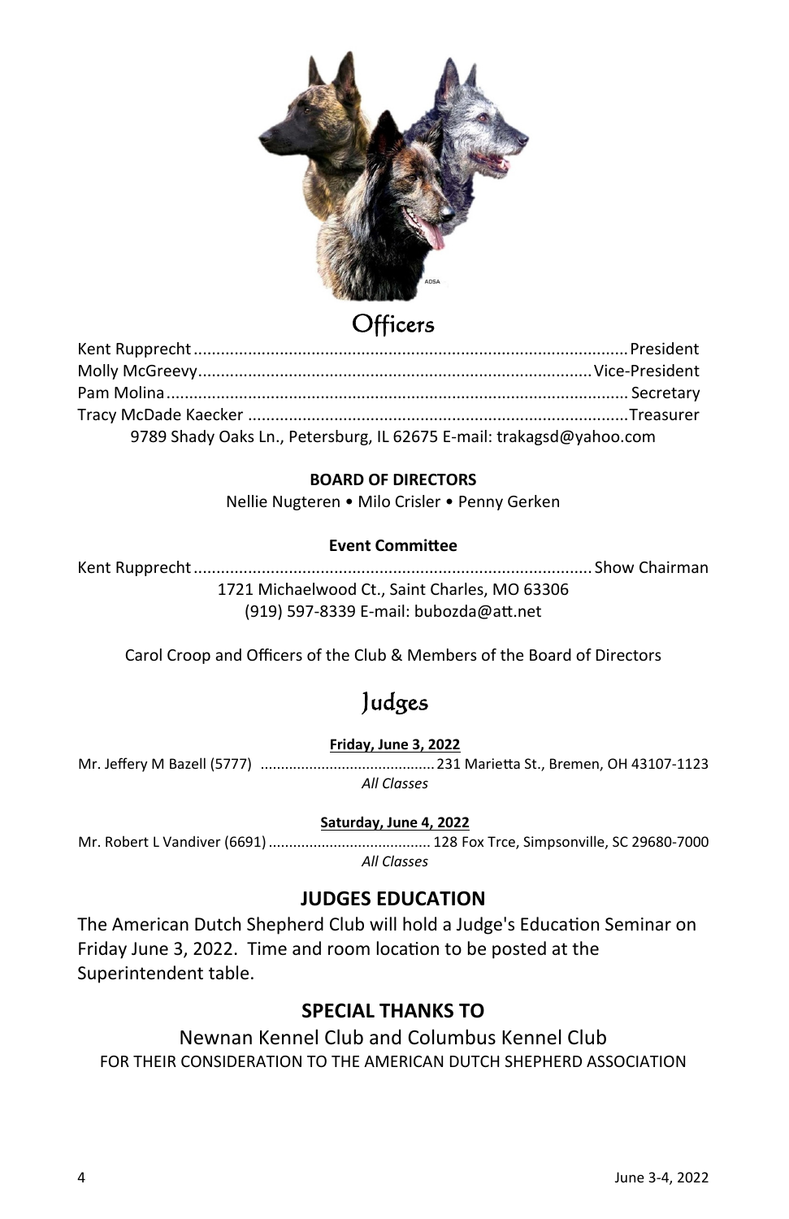## Officers

Kent Rupprecht ........................................................................ President
Molly McGreevy ........................................................................ Vice-President
Pam Molina ........................................................................ Secretary
Tracy McDade Kaecker ........................................................................ Treasurer
9789 Shady Oaks Ln., Petersburg, IL 62675 E-mail: trakagsd@yahoo.com

**BOARD OF DIRECTORS**

Nellie Nugteren • Milo Crisler • Penny Gerken

**Event Committee**

Kent Rupprecht ........................................................................ Show Chairman
1721 Michaelwood Ct., Saint Charles, MO 63306
(919) 597-8339 E-mail: bubozda@att.net

Carol Croop and Officers of the Club & Members of the Board of Directors

## Judges

**Friday, June 3, 2022**

Mr. Jeffery M Bazell (5777) .......................................... 231 Marietta St., Bremen, OH 43107-1123
*All Classes*

**Saturday, June 4, 2022**

Mr. Robert L Vandiver (6691) ....................................... 128 Fox Trce, Simpsonville, SC 29680-7000
*All Classes*

### JUDGES EDUCATION

The American Dutch Shepherd Club will hold a Judge's Education Seminar on Friday June 3, 2022. Time and room location to be posted at the Superintendent table.

### SPECIAL THANKS TO

Newnan Kennel Club and Columbus Kennel Club
FOR THEIR CONSIDERATION TO THE AMERICAN DUTCH SHEPHERD ASSOCIATION